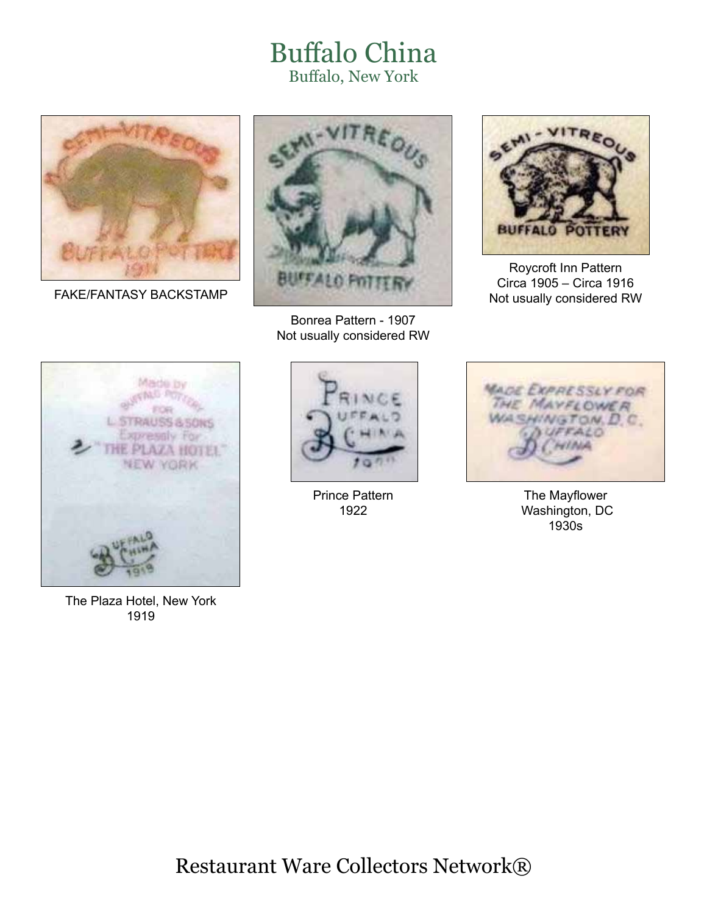# Buffalo China

## Buffalo, New York

FAKE/FANTASY BACKSTAMP

Bonrea Pattern - 1907
Not usually considered RW

Roycroft Inn Pattern
Circa 1905 – Circa 1916
Not usually considered RW

The Plaza Hotel, New York
1919

Prince Pattern
1922

The Mayflower
Washington, DC
1930s

Restaurant Ware Collectors Network®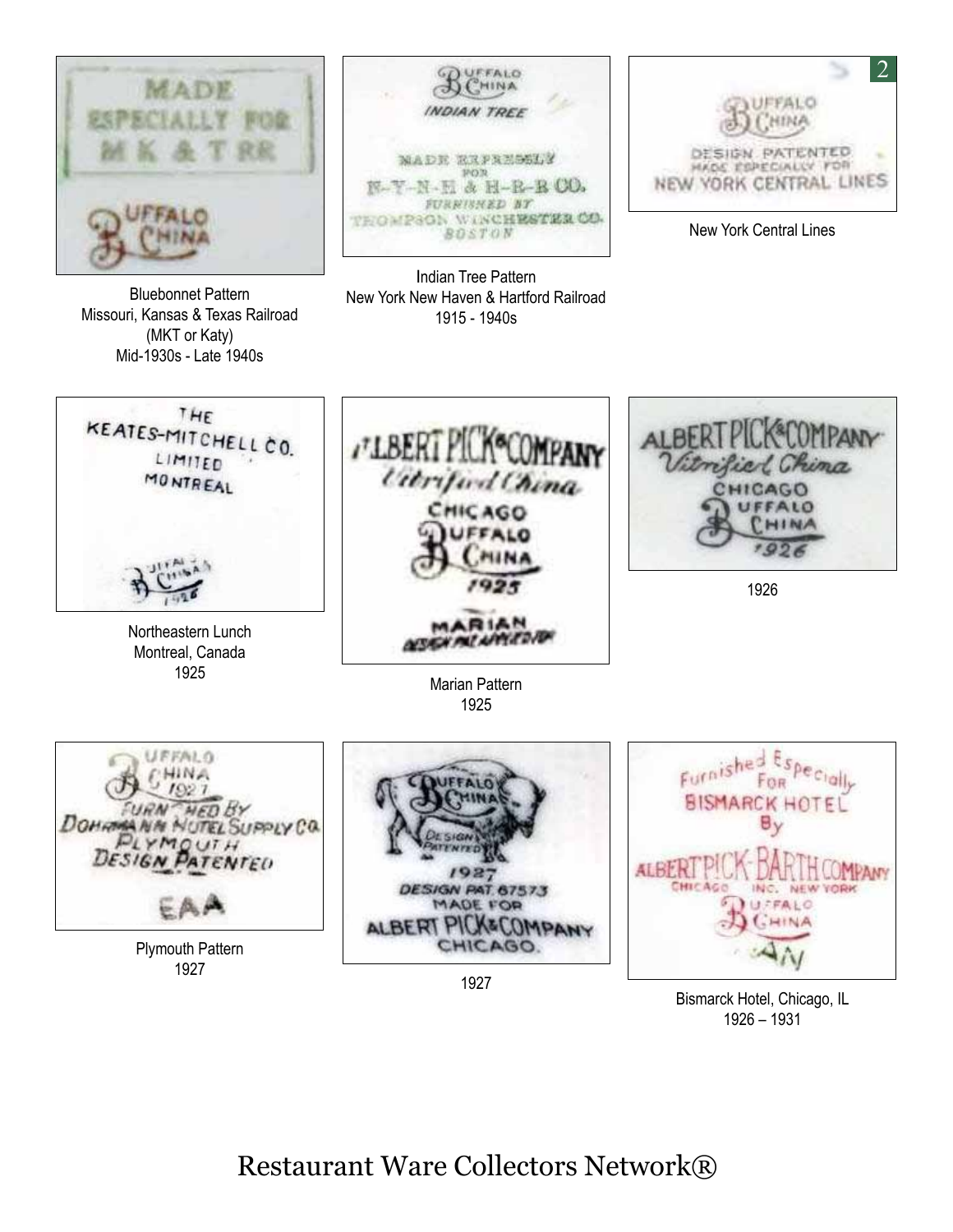Bluebonnet Pattern
Missouri, Kansas & Texas Railroad
(MKT or Katy)
Mid-1930s - Late 1940s

Indian Tree Pattern
New York New Haven & Hartford Railroad
1915 - 1940s

New York Central Lines

Northeastern Lunch
Montreal, Canada
1925

Marian Pattern
1925

1926

Plymouth Pattern
1927

1927

Bismarck Hotel, Chicago, IL
1926 – 1931

Restaurant Ware Collectors Network®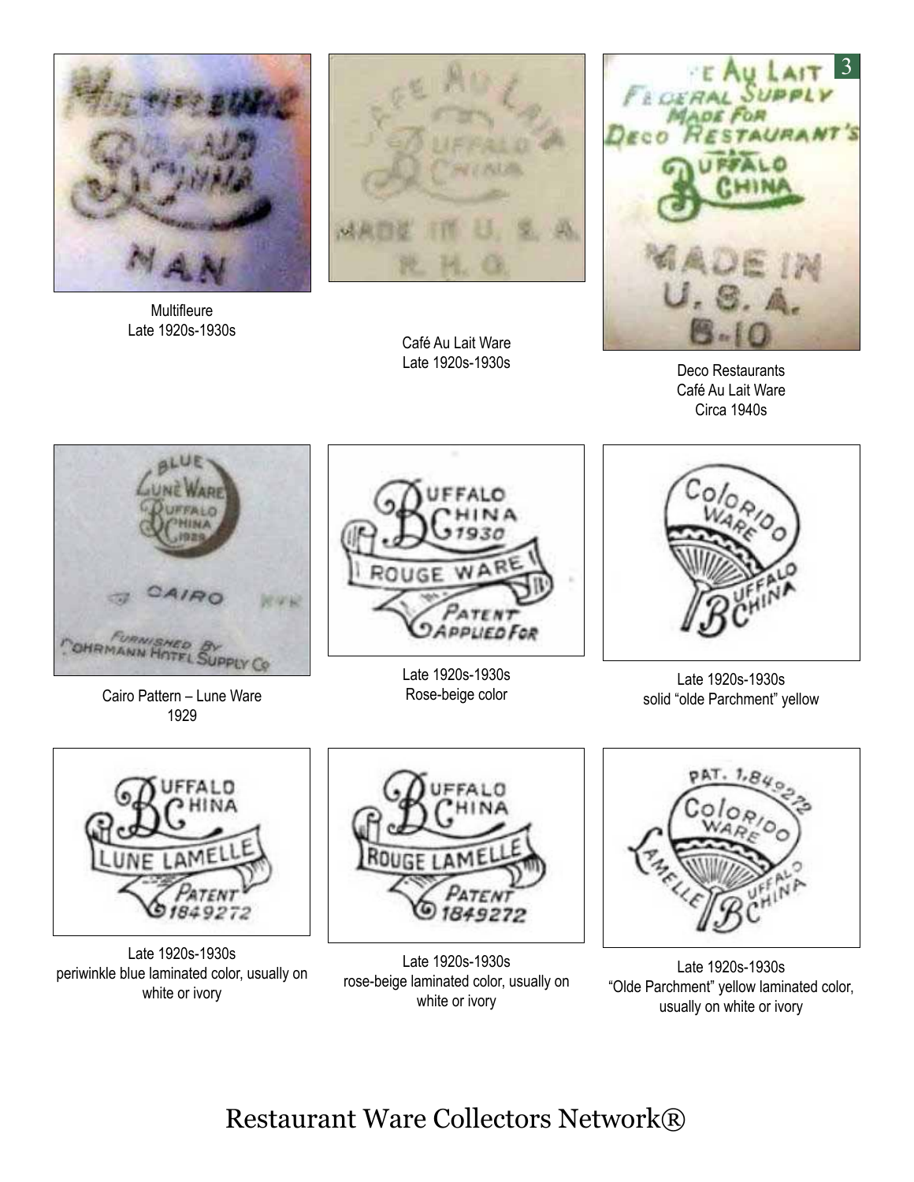Multifleure
Late 1920s-1930s

Café Au Lait Ware
Late 1920s-1930s

Deco Restaurants
Café Au Lait Ware
Circa 1940s

Cairo Pattern – Lune Ware
1929

Late 1920s-1930s
Rose-beige color

Late 1920s-1930s
solid "olde Parchment" yellow

Late 1920s-1930s
periwinkle blue laminated color, usually on white or ivory

Late 1920s-1930s
rose-beige laminated color, usually on white or ivory

Late 1920s-1930s
"Olde Parchment" yellow laminated color, usually on white or ivory

Restaurant Ware Collectors Network®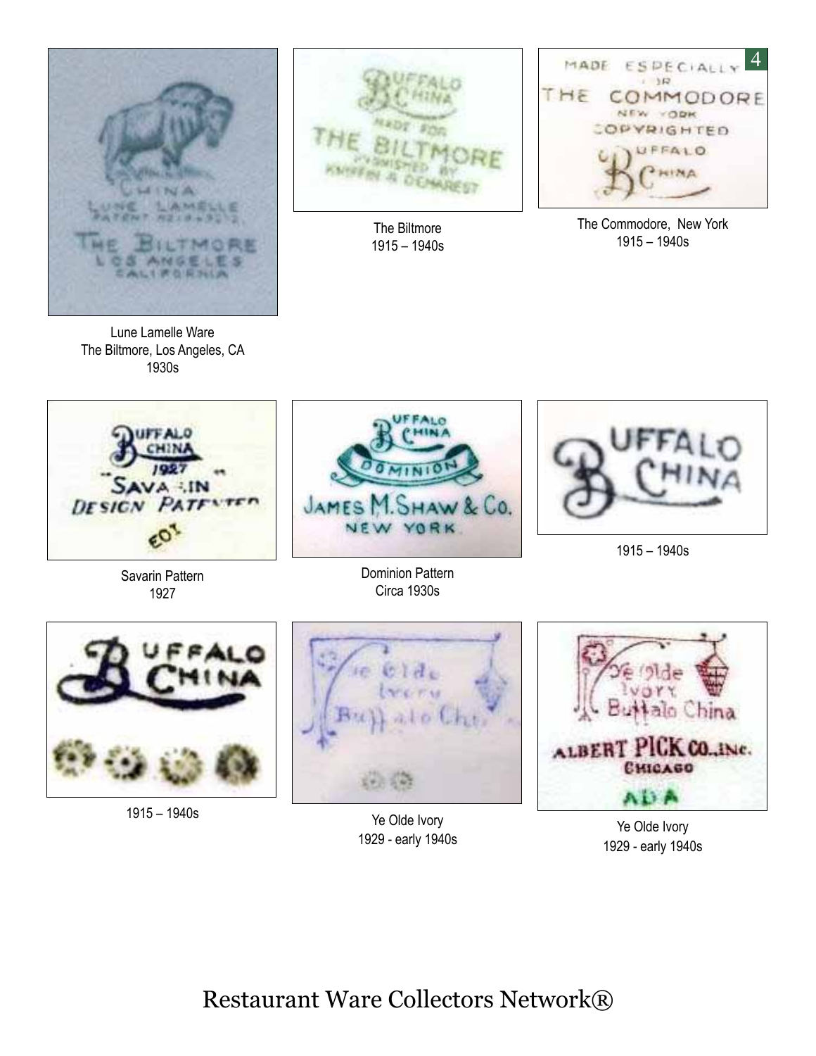Lune Lamelle Ware
The Biltmore, Los Angeles, CA
1930s

The Biltmore
1915 – 1940s

The Commodore, New York
1915 – 1940s

Savarin Pattern
1927

Dominion Pattern
Circa 1930s

1915 – 1940s

1915 – 1940s

Ye Olde Ivory
1929 - early 1940s

Ye Olde Ivory
1929 - early 1940s

Restaurant Ware Collectors Network®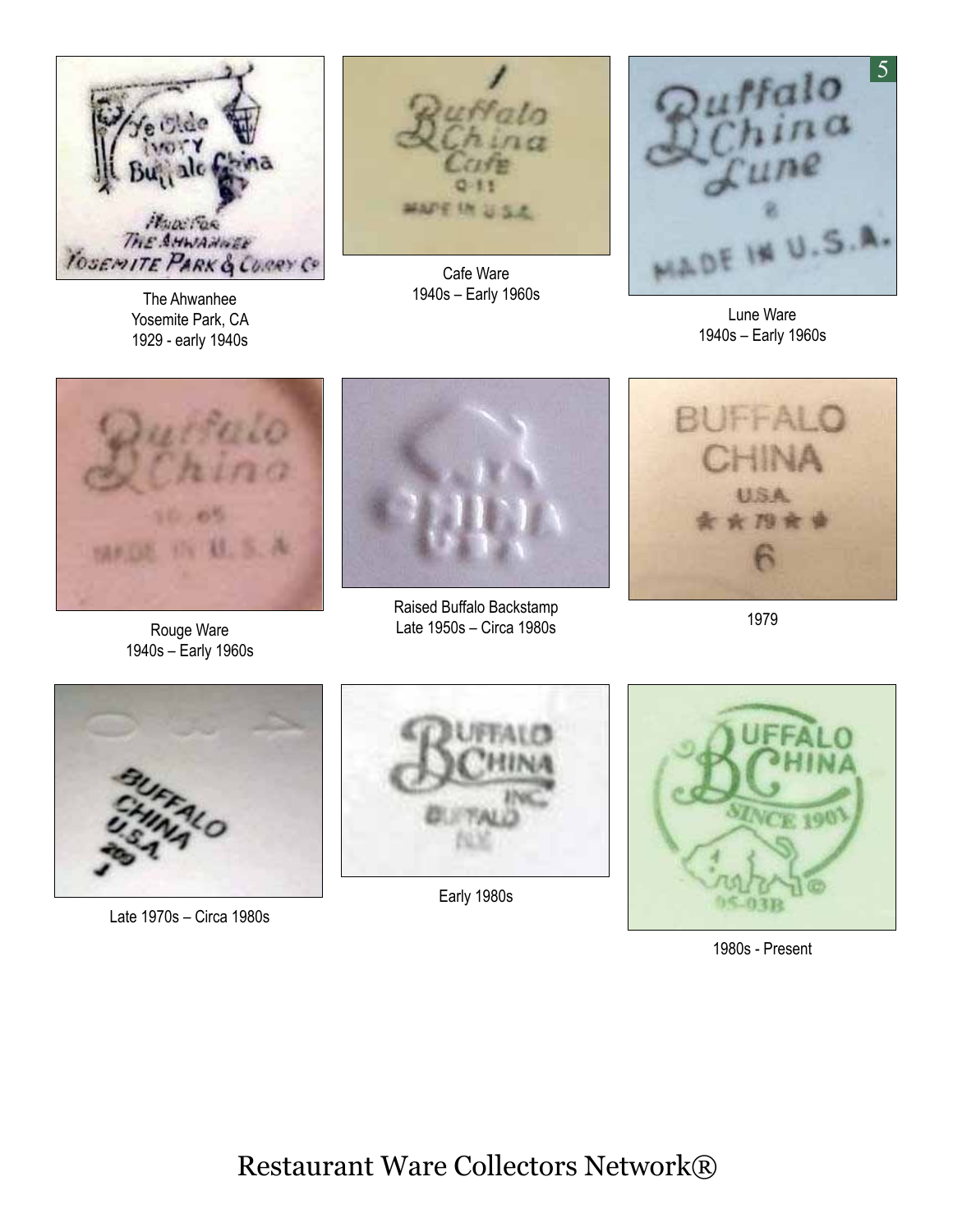The Ahwanhee
Yosemite Park, CA
1929 - early 1940s

Cafe Ware
1940s – Early 1960s

Lune Ware
1940s – Early 1960s

Rouge Ware
1940s – Early 1960s

Raised Buffalo Backstamp
Late 1950s – Circa 1980s

1979

Late 1970s – Circa 1980s

Early 1980s

1980s - Present

Restaurant Ware Collectors Network®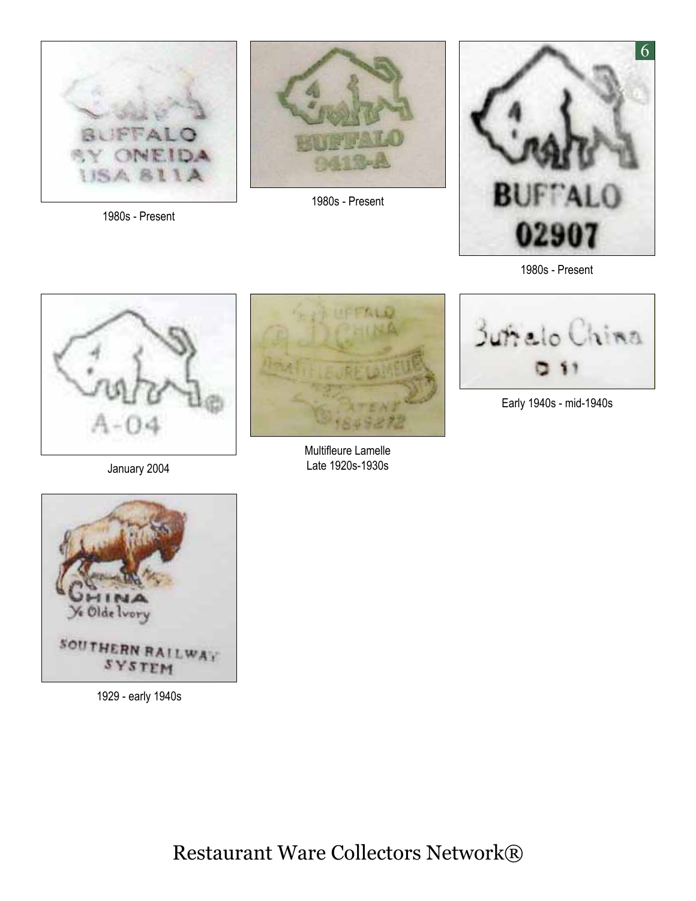1980s - Present

1980s - Present

1980s - Present

January 2004

Multifleure Lamelle
Late 1920s-1930s

Early 1940s - mid-1940s

1929 - early 1940s